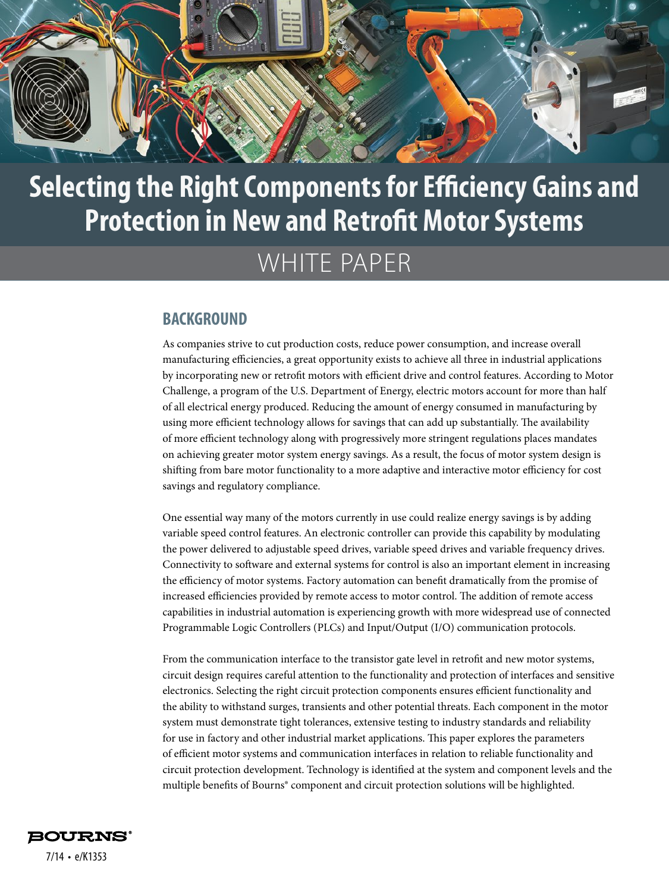# Selecting the Right Components for Efficiency Gains and Protection in New and Retrofit Motor Systems

WHITE PAPER

## BACKGROUND

As companies strive to cut production costs, reduce power consumption, and increase overall manufacturing efficiencies, a great opportunity exists to achieve all three in industrial applications by incorporating new or retrofit motors with efficient drive and control features. According to Motor Challenge, a program of the U.S. Department of Energy, electric motors account for more than half of all electrical energy produced. Reducing the amount of energy consumed in manufacturing by using more efficient technology allows for savings that can add up substantially. The availability of more efficient technology along with progressively more stringent regulations places mandates on achieving greater motor system energy savings. As a result, the focus of motor system design is shifting from bare motor functionality to a more adaptive and interactive motor efficiency for cost savings and regulatory compliance.

One essential way many of the motors currently in use could realize energy savings is by adding variable speed control features. An electronic controller can provide this capability by modulating the power delivered to adjustable speed drives, variable speed drives and variable frequency drives. Connectivity to software and external systems for control is also an important element in increasing the efficiency of motor systems. Factory automation can benefit dramatically from the promise of increased efficiencies provided by remote access to motor control. The addition of remote access capabilities in industrial automation is experiencing growth with more widespread use of connected Programmable Logic Controllers (PLCs) and Input/Output (I/O) communication protocols.

From the communication interface to the transistor gate level in retrofit and new motor systems, circuit design requires careful attention to the functionality and protection of interfaces and sensitive electronics. Selecting the right circuit protection components ensures efficient functionality and the ability to withstand surges, transients and other potential threats. Each component in the motor system must demonstrate tight tolerances, extensive testing to industry standards and reliability for use in factory and other industrial market applications. This paper explores the parameters of efficient motor systems and communication interfaces in relation to reliable functionality and circuit protection development. Technology is identified at the system and component levels and the multiple benefits of Bourns® component and circuit protection solutions will be highlighted.

BOURNS®

7/14 • e/K1353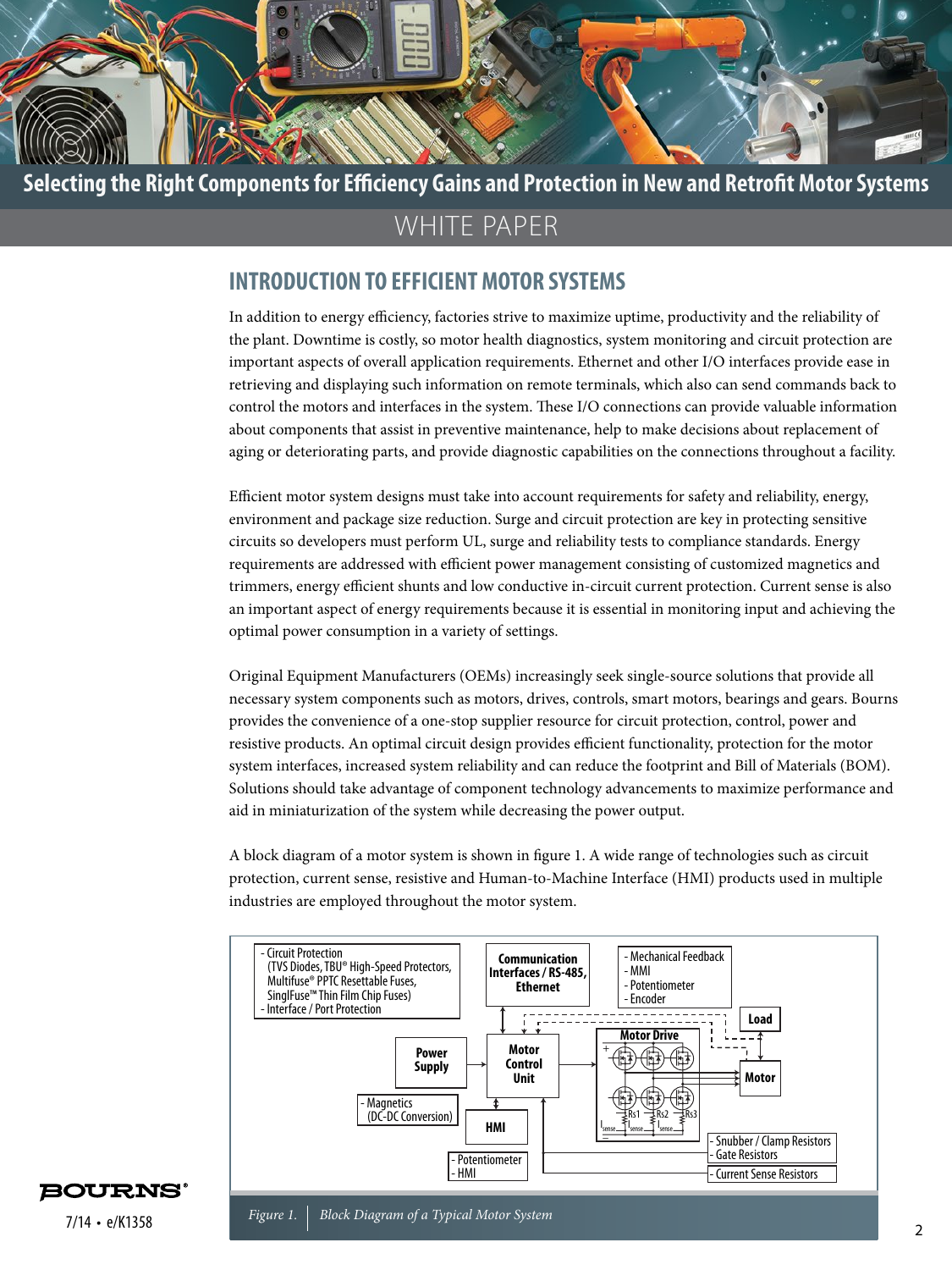# Selecting the Right Components for Efficiency Gains and Protection in New and Retrofit Motor Systems

WHITE PAPER

## INTRODUCTION TO EFFICIENT MOTOR SYSTEMS

In addition to energy efficiency, factories strive to maximize uptime, productivity and the reliability of the plant. Downtime is costly, so motor health diagnostics, system monitoring and circuit protection are important aspects of overall application requirements. Ethernet and other I/O interfaces provide ease in retrieving and displaying such information on remote terminals, which also can send commands back to control the motors and interfaces in the system. These I/O connections can provide valuable information about components that assist in preventive maintenance, help to make decisions about replacement of aging or deteriorating parts, and provide diagnostic capabilities on the connections throughout a facility.

Efficient motor system designs must take into account requirements for safety and reliability, energy, environment and package size reduction. Surge and circuit protection are key in protecting sensitive circuits so developers must perform UL, surge and reliability tests to compliance standards. Energy requirements are addressed with efficient power management consisting of customized magnetics and trimmers, energy efficient shunts and low conductive in-circuit current protection. Current sense is also an important aspect of energy requirements because it is essential in monitoring input and achieving the optimal power consumption in a variety of settings.

Original Equipment Manufacturers (OEMs) increasingly seek single-source solutions that provide all necessary system components such as motors, drives, controls, smart motors, bearings and gears. Bourns provides the convenience of a one-stop supplier resource for circuit protection, control, power and resistive products. An optimal circuit design provides efficient functionality, protection for the motor system interfaces, increased system reliability and can reduce the footprint and Bill of Materials (BOM). Solutions should take advantage of component technology advancements to maximize performance and aid in miniaturization of the system while decreasing the power output.

A block diagram of a motor system is shown in figure 1. A wide range of technologies such as circuit protection, current sense, resistive and Human-to-Machine Interface (HMI) products used in multiple industries are employed throughout the motor system.

- Circuit Protection
  (TVS Diodes, TBU® High-Speed Protectors, Multifuse® PPTC Resettable Fuses, SinglFuse™ Thin Film Chip Fuses)
- Interface / Port Protection

Communication Interfaces / RS-485, Ethernet

- Mechanical Feedback
- MMI
- Potentiometer
- Encoder

Load

Power Supply

Motor Control Unit

Motor Drive

Motor

- Magnetics (DC-DC Conversion)

HMI

Rs1 Rs2 Rs3

$I_{sense}$ $I_{sense}$ $I_{sense}$

- Potentiometer
- HMI

- Snubber / Clamp Resistors
- Gate Resistors

- Current Sense Resistors

*Figure 1. Block Diagram of a Typical Motor System*

7/14 • e/K1358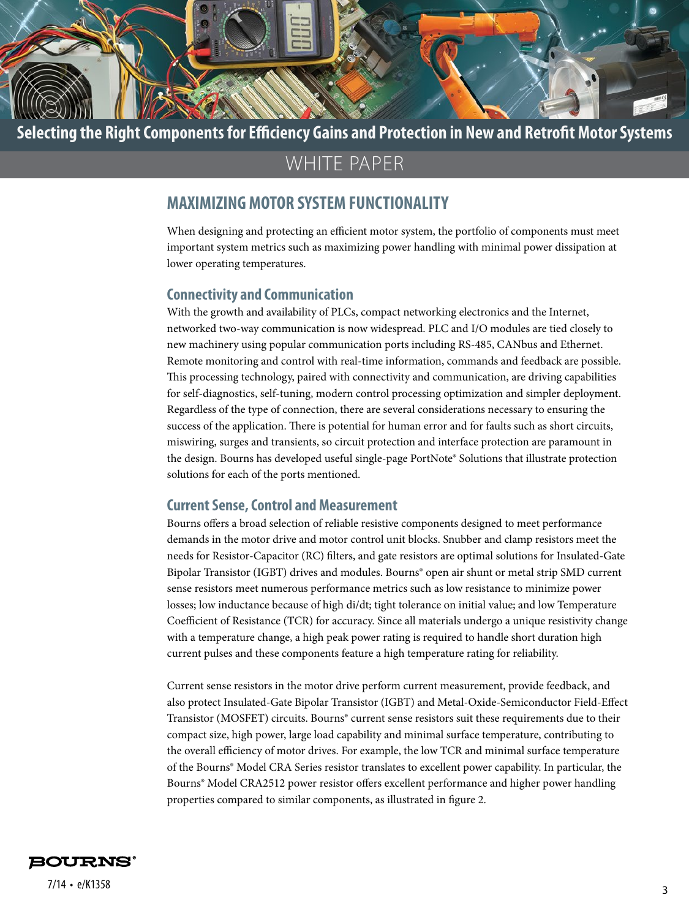## MAXIMIZING MOTOR SYSTEM FUNCTIONALITY

When designing and protecting an efficient motor system, the portfolio of components must meet important system metrics such as maximizing power handling with minimal power dissipation at lower operating temperatures.

### Connectivity and Communication

With the growth and availability of PLCs, compact networking electronics and the Internet, networked two-way communication is now widespread. PLC and I/O modules are tied closely to new machinery using popular communication ports including RS-485, CANbus and Ethernet. Remote monitoring and control with real-time information, commands and feedback are possible. This processing technology, paired with connectivity and communication, are driving capabilities for self-diagnostics, self-tuning, modern control processing optimization and simpler deployment. Regardless of the type of connection, there are several considerations necessary to ensuring the success of the application. There is potential for human error and for faults such as short circuits, miswiring, surges and transients, so circuit protection and interface protection are paramount in the design. Bourns has developed useful single-page PortNote® Solutions that illustrate protection solutions for each of the ports mentioned.

### Current Sense, Control and Measurement

Bourns offers a broad selection of reliable resistive components designed to meet performance demands in the motor drive and motor control unit blocks. Snubber and clamp resistors meet the needs for Resistor-Capacitor (RC) filters, and gate resistors are optimal solutions for Insulated-Gate Bipolar Transistor (IGBT) drives and modules. Bourns® open air shunt or metal strip SMD current sense resistors meet numerous performance metrics such as low resistance to minimize power losses; low inductance because of high di/dt; tight tolerance on initial value; and low Temperature Coefficient of Resistance (TCR) for accuracy. Since all materials undergo a unique resistivity change with a temperature change, a high peak power rating is required to handle short duration high current pulses and these components feature a high temperature rating for reliability.

Current sense resistors in the motor drive perform current measurement, provide feedback, and also protect Insulated-Gate Bipolar Transistor (IGBT) and Metal-Oxide-Semiconductor Field-Effect Transistor (MOSFET) circuits. Bourns® current sense resistors suit these requirements due to their compact size, high power, large load capability and minimal surface temperature, contributing to the overall efficiency of motor drives. For example, the low TCR and minimal surface temperature of the Bourns® Model CRA Series resistor translates to excellent power capability. In particular, the Bourns® Model CRA2512 power resistor offers excellent performance and higher power handling properties compared to similar components, as illustrated in figure 2.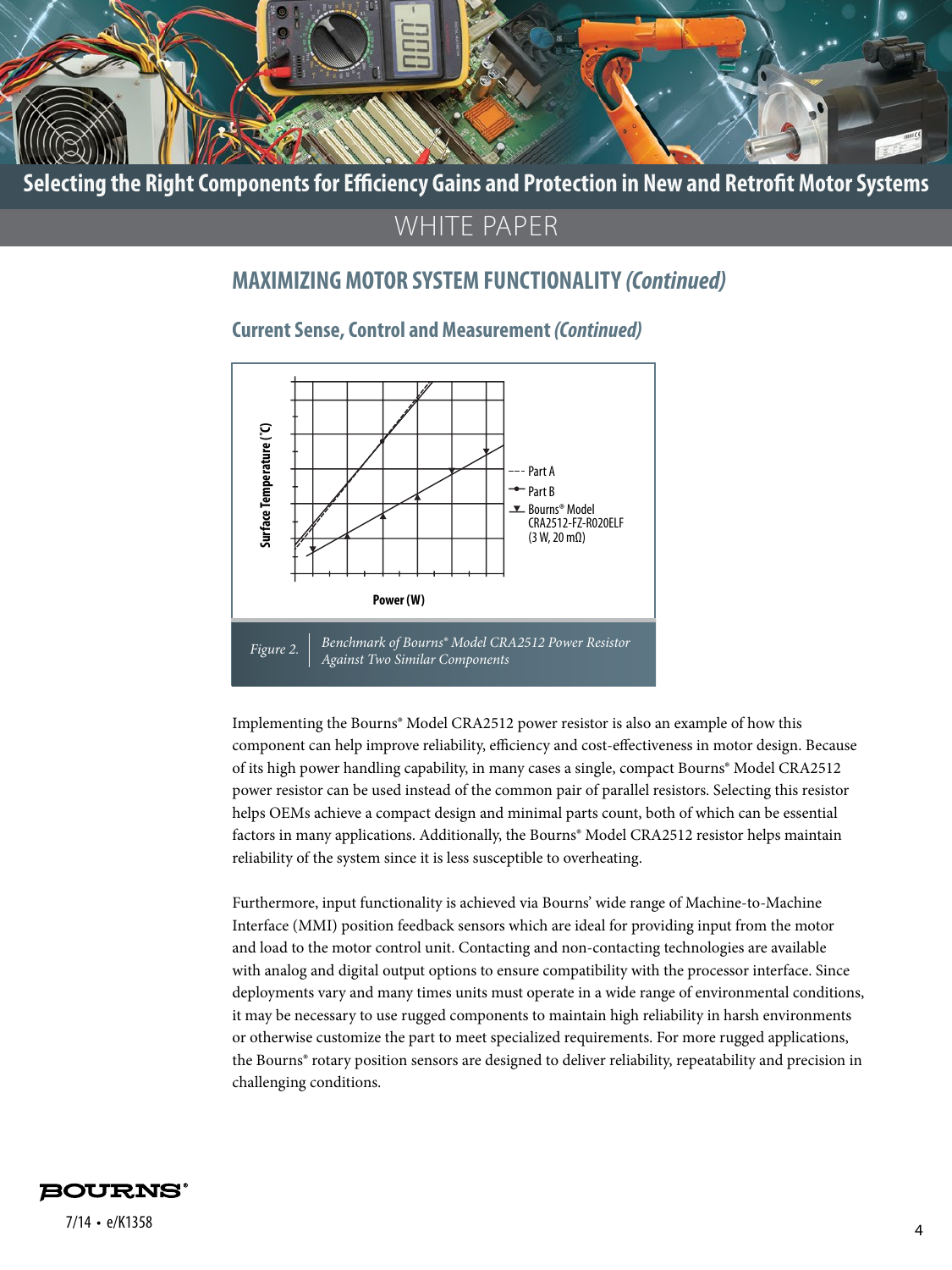## MAXIMIZING MOTOR SYSTEM FUNCTIONALITY *(Continued)*

### Current Sense, Control and Measurement *(Continued)*

Surface Temperature (˚C)

Power (W)

Part A

Part B

Bourns® Model CRA2512-FZ-R020ELF (3 W, 20 mΩ)

*Figure 2. Benchmark of Bourns® Model CRA2512 Power Resistor Against Two Similar Components*

Implementing the Bourns® Model CRA2512 power resistor is also an example of how this component can help improve reliability, efficiency and cost-effectiveness in motor design. Because of its high power handling capability, in many cases a single, compact Bourns® Model CRA2512 power resistor can be used instead of the common pair of parallel resistors. Selecting this resistor helps OEMs achieve a compact design and minimal parts count, both of which can be essential factors in many applications. Additionally, the Bourns® Model CRA2512 resistor helps maintain reliability of the system since it is less susceptible to overheating.

Furthermore, input functionality is achieved via Bourns' wide range of Machine-to-Machine Interface (MMI) position feedback sensors which are ideal for providing input from the motor and load to the motor control unit. Contacting and non-contacting technologies are available with analog and digital output options to ensure compatibility with the processor interface. Since deployments vary and many times units must operate in a wide range of environmental conditions, it may be necessary to use rugged components to maintain high reliability in harsh environments or otherwise customize the part to meet specialized requirements. For more rugged applications, the Bourns® rotary position sensors are designed to deliver reliability, repeatability and precision in challenging conditions.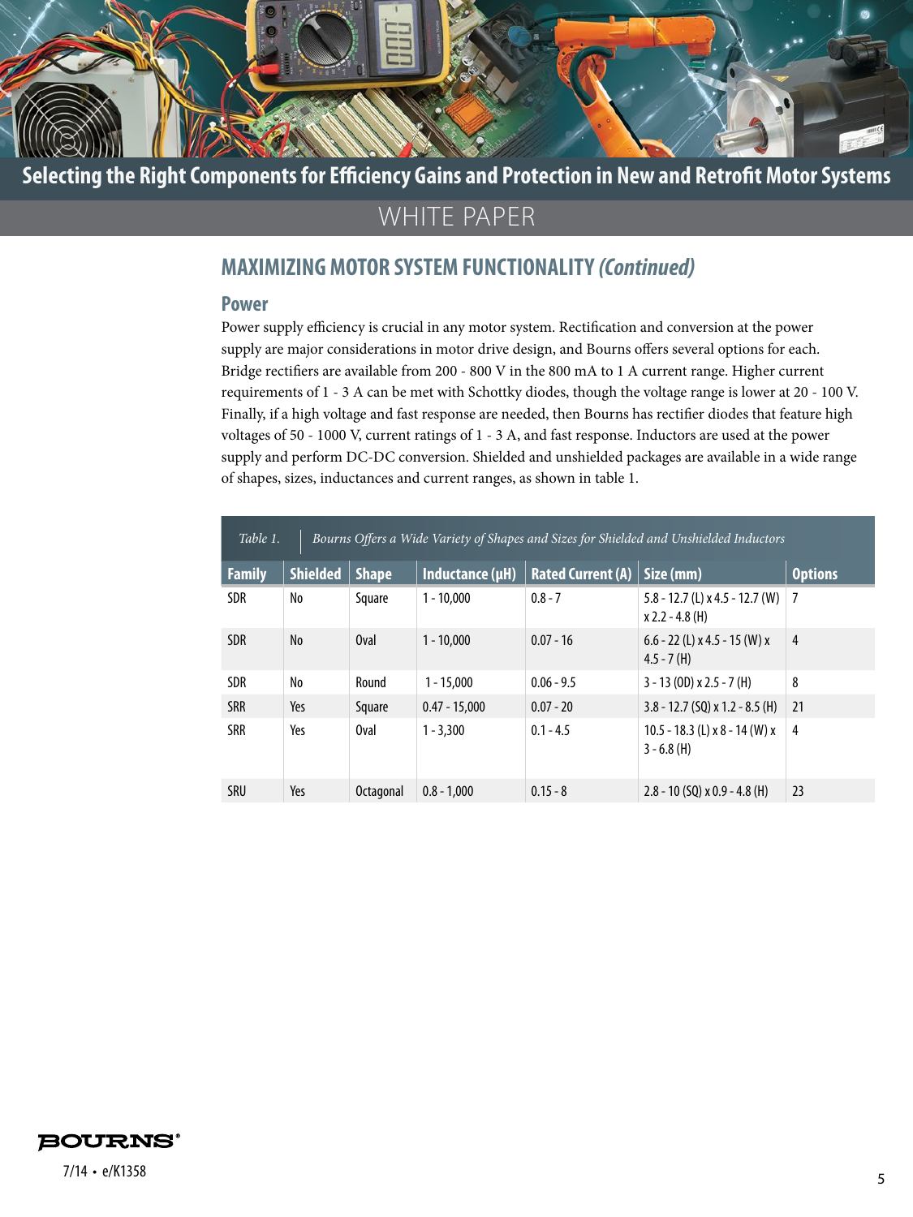## MAXIMIZING MOTOR SYSTEM FUNCTIONALITY *(Continued)*

### Power

Power supply efficiency is crucial in any motor system. Rectification and conversion at the power supply are major considerations in motor drive design, and Bourns offers several options for each. Bridge rectifiers are available from 200 - 800 V in the 800 mA to 1 A current range. Higher current requirements of 1 - 3 A can be met with Schottky diodes, though the voltage range is lower at 20 - 100 V. Finally, if a high voltage and fast response are needed, then Bourns has rectifier diodes that feature high voltages of 50 - 1000 V, current ratings of 1 - 3 A, and fast response. Inductors are used at the power supply and perform DC-DC conversion. Shielded and unshielded packages are available in a wide range of shapes, sizes, inductances and current ranges, as shown in table 1.

*Table 1. Bourns Offers a Wide Variety of Shapes and Sizes for Shielded and Unshielded Inductors*

| Family | Shielded | Shape | Inductance (μH) | Rated Current (A) | Size (mm) | Options |
|---|---|---|---|---|---|---|
| SDR | No | Square | 1 - 10,000 | 0.8 - 7 | 5.8 - 12.7 (L) x 4.5 - 12.7 (W) x 2.2 - 4.8 (H) | 7 |
| SDR | No | Oval | 1 - 10,000 | 0.07 - 16 | 6.6 - 22 (L) x 4.5 - 15 (W) x 4.5 - 7 (H) | 4 |
| SDR | No | Round | 1 - 15,000 | 0.06 - 9.5 | 3 - 13 (OD) x 2.5 - 7 (H) | 8 |
| SRR | Yes | Square | 0.47 - 15,000 | 0.07 - 20 | 3.8 - 12.7 (SQ) x 1.2 - 8.5 (H) | 21 |
| SRR | Yes | Oval | 1 - 3,300 | 0.1 - 4.5 | 10.5 - 18.3 (L) x 8 - 14 (W) x 3 - 6.8 (H) | 4 |
| SRU | Yes | Octagonal | 0.8 - 1,000 | 0.15 - 8 | 2.8 - 10 (SQ) x 0.9 - 4.8 (H) | 23 |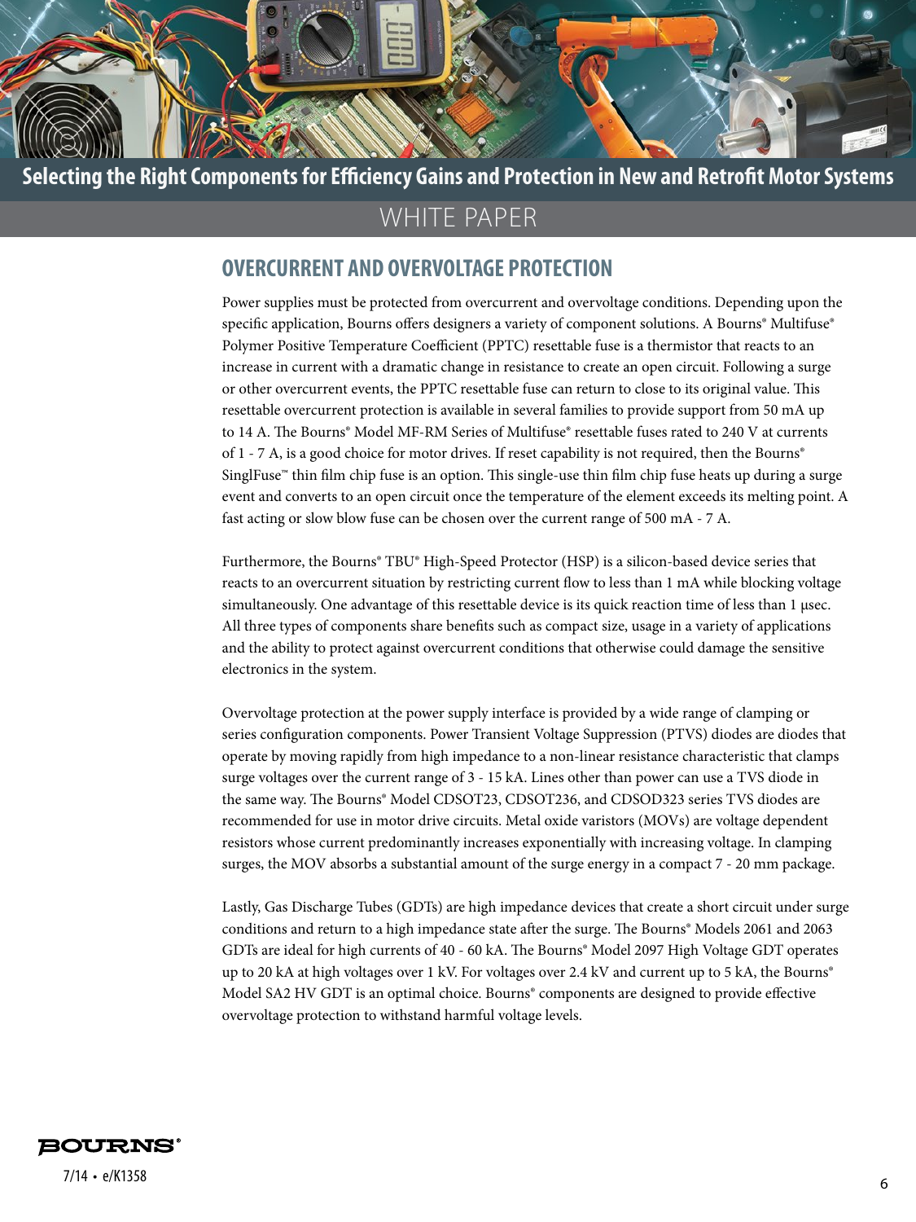## OVERCURRENT AND OVERVOLTAGE PROTECTION

Power supplies must be protected from overcurrent and overvoltage conditions. Depending upon the specific application, Bourns offers designers a variety of component solutions. A Bourns® Multifuse® Polymer Positive Temperature Coefficient (PPTC) resettable fuse is a thermistor that reacts to an increase in current with a dramatic change in resistance to create an open circuit. Following a surge or other overcurrent events, the PPTC resettable fuse can return to close to its original value. This resettable overcurrent protection is available in several families to provide support from 50 mA up to 14 A. The Bourns® Model MF-RM Series of Multifuse® resettable fuses rated to 240 V at currents of 1 - 7 A, is a good choice for motor drives. If reset capability is not required, then the Bourns® SinglFuse™ thin film chip fuse is an option. This single-use thin film chip fuse heats up during a surge event and converts to an open circuit once the temperature of the element exceeds its melting point. A fast acting or slow blow fuse can be chosen over the current range of 500 mA - 7 A.

Furthermore, the Bourns® TBU® High-Speed Protector (HSP) is a silicon-based device series that reacts to an overcurrent situation by restricting current flow to less than 1 mA while blocking voltage simultaneously. One advantage of this resettable device is its quick reaction time of less than 1 μsec. All three types of components share benefits such as compact size, usage in a variety of applications and the ability to protect against overcurrent conditions that otherwise could damage the sensitive electronics in the system.

Overvoltage protection at the power supply interface is provided by a wide range of clamping or series configuration components. Power Transient Voltage Suppression (PTVS) diodes are diodes that operate by moving rapidly from high impedance to a non-linear resistance characteristic that clamps surge voltages over the current range of 3 - 15 kA. Lines other than power can use a TVS diode in the same way. The Bourns® Model CDSOT23, CDSOT236, and CDSOD323 series TVS diodes are recommended for use in motor drive circuits. Metal oxide varistors (MOVs) are voltage dependent resistors whose current predominantly increases exponentially with increasing voltage. In clamping surges, the MOV absorbs a substantial amount of the surge energy in a compact 7 - 20 mm package.

Lastly, Gas Discharge Tubes (GDTs) are high impedance devices that create a short circuit under surge conditions and return to a high impedance state after the surge. The Bourns® Models 2061 and 2063 GDTs are ideal for high currents of 40 - 60 kA. The Bourns® Model 2097 High Voltage GDT operates up to 20 kA at high voltages over 1 kV. For voltages over 2.4 kV and current up to 5 kA, the Bourns® Model SA2 HV GDT is an optimal choice. Bourns® components are designed to provide effective overvoltage protection to withstand harmful voltage levels.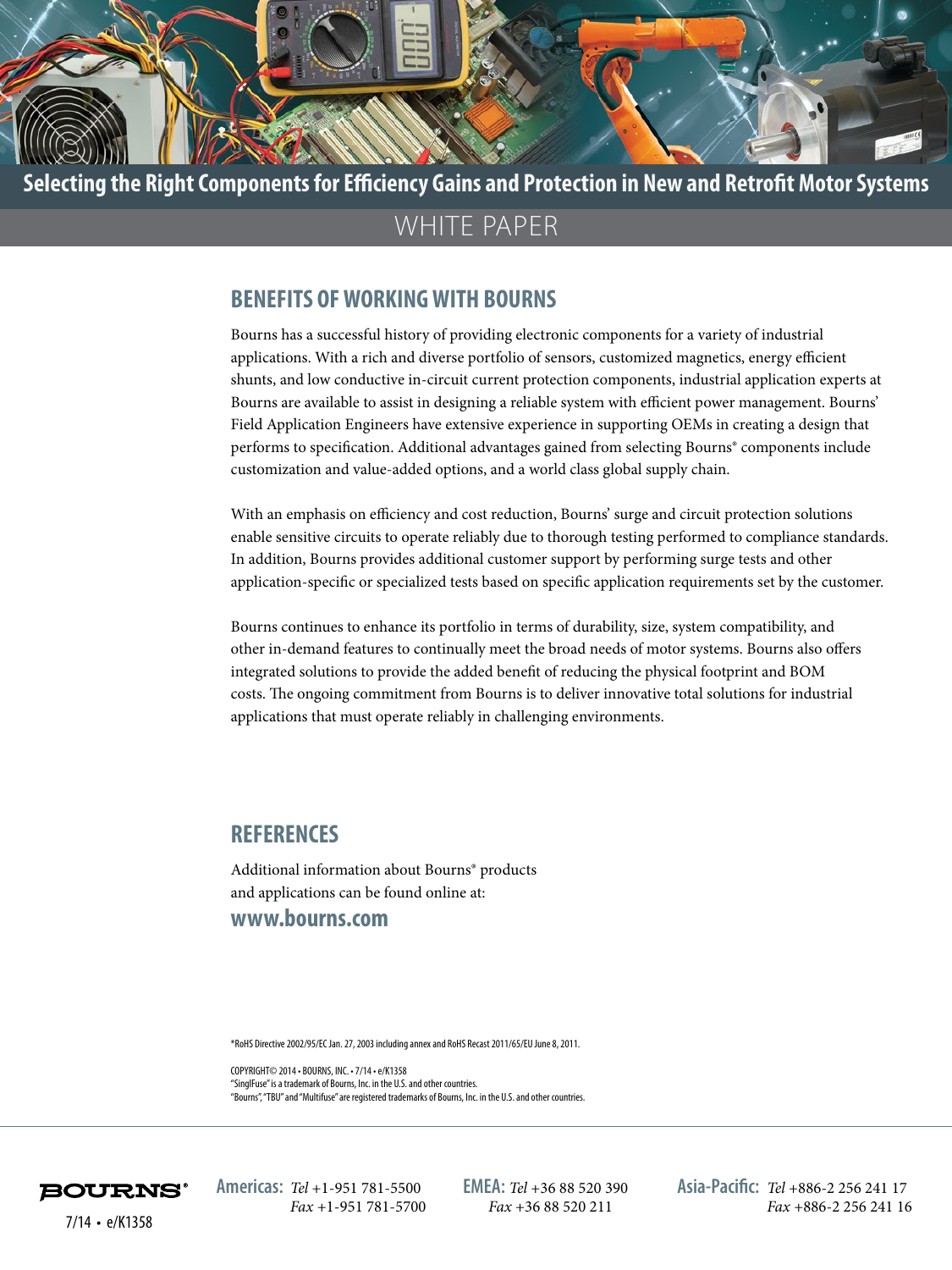## BENEFITS OF WORKING WITH BOURNS

Bourns has a successful history of providing electronic components for a variety of industrial applications. With a rich and diverse portfolio of sensors, customized magnetics, energy efficient shunts, and low conductive in-circuit current protection components, industrial application experts at Bourns are available to assist in designing a reliable system with efficient power management. Bourns' Field Application Engineers have extensive experience in supporting OEMs in creating a design that performs to specification. Additional advantages gained from selecting Bourns® components include customization and value-added options, and a world class global supply chain.

With an emphasis on efficiency and cost reduction, Bourns' surge and circuit protection solutions enable sensitive circuits to operate reliably due to thorough testing performed to compliance standards. In addition, Bourns provides additional customer support by performing surge tests and other application-specific or specialized tests based on specific application requirements set by the customer.

Bourns continues to enhance its portfolio in terms of durability, size, system compatibility, and other in-demand features to continually meet the broad needs of motor systems. Bourns also offers integrated solutions to provide the added benefit of reducing the physical footprint and BOM costs. The ongoing commitment from Bourns is to deliver innovative total solutions for industrial applications that must operate reliably in challenging environments.

## REFERENCES

Additional information about Bourns® products and applications can be found online at:

**www.bourns.com**

*RoHS Directive 2002/95/EC Jan. 27, 2003 including annex and RoHS Recast 2011/65/EU June 8, 2011.

COPYRIGHT© 2014 • BOURNS, INC. • 7/14 • e/K1358
"SinglFuse" is a trademark of Bourns, Inc. in the U.S. and other countries.
"Bourns", "TBU" and "Multifuse" are registered trademarks of Bourns, Inc. in the U.S. and other countries.

BOURNS®

7/14 • e/K1358

**Americas:** *Tel* +1-951 781-5500 *Fax* +1-951 781-5700

**EMEA:** *Tel* +36 88 520 390 *Fax* +36 88 520 211

**Asia-Pacific:** *Tel* +886-2 256 241 17 *Fax* +886-2 256 241 16